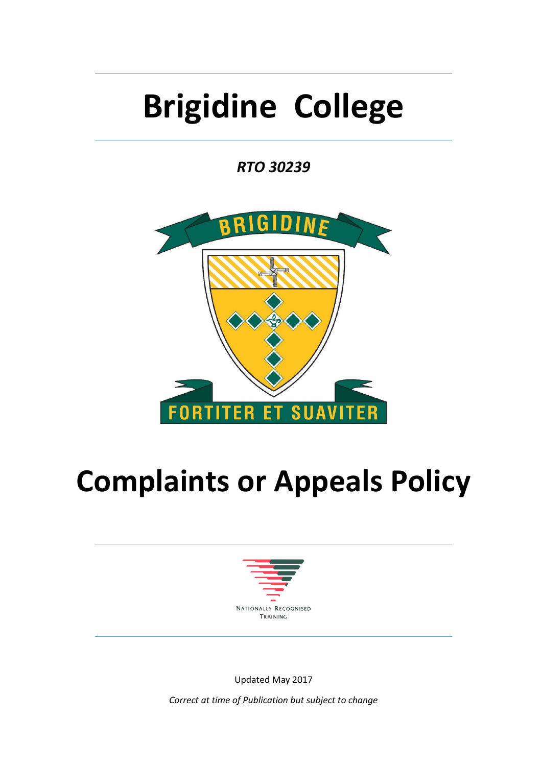# Brigidine College

***RTO 30239***

# Complaints or Appeals Policy

Updated May 2017

*Correct at time of Publication but subject to change*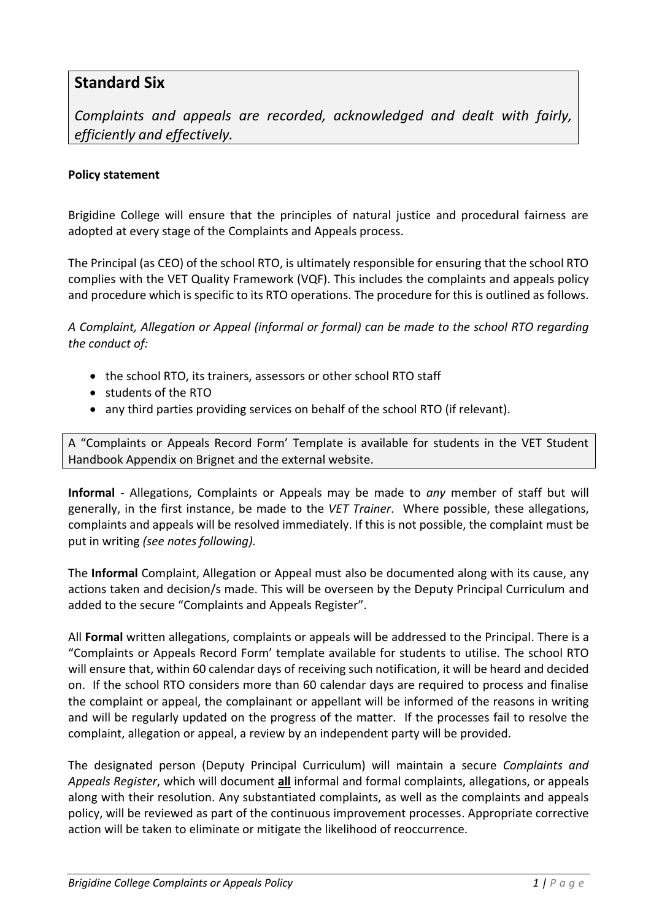## Standard Six

*Complaints and appeals are recorded, acknowledged and dealt with fairly, efficiently and effectively.*

**Policy statement**

Brigidine College will ensure that the principles of natural justice and procedural fairness are adopted at every stage of the Complaints and Appeals process.

The Principal (as CEO) of the school RTO, is ultimately responsible for ensuring that the school RTO complies with the VET Quality Framework (VQF). This includes the complaints and appeals policy and procedure which is specific to its RTO operations. The procedure for this is outlined as follows.

*A Complaint, Allegation or Appeal (informal or formal) can be made to the school RTO regarding the conduct of:*

- the school RTO, its trainers, assessors or other school RTO staff
- students of the RTO
- any third parties providing services on behalf of the school RTO (if relevant).

A "Complaints or Appeals Record Form' Template is available for students in the VET Student Handbook Appendix on Brignet and the external website.

**Informal** - Allegations, Complaints or Appeals may be made to *any* member of staff but will generally, in the first instance, be made to the *VET Trainer*. Where possible, these allegations, complaints and appeals will be resolved immediately. If this is not possible, the complaint must be put in writing *(see notes following).*

The **Informal** Complaint, Allegation or Appeal must also be documented along with its cause, any actions taken and decision/s made. This will be overseen by the Deputy Principal Curriculum and added to the secure "Complaints and Appeals Register".

All **Formal** written allegations, complaints or appeals will be addressed to the Principal. There is a "Complaints or Appeals Record Form' template available for students to utilise. The school RTO will ensure that, within 60 calendar days of receiving such notification, it will be heard and decided on. If the school RTO considers more than 60 calendar days are required to process and finalise the complaint or appeal, the complainant or appellant will be informed of the reasons in writing and will be regularly updated on the progress of the matter. If the processes fail to resolve the complaint, allegation or appeal, a review by an independent party will be provided.

The designated person (Deputy Principal Curriculum) will maintain a secure *Complaints and Appeals Register*, which will document **all** informal and formal complaints, allegations, or appeals along with their resolution. Any substantiated complaints, as well as the complaints and appeals policy, will be reviewed as part of the continuous improvement processes. Appropriate corrective action will be taken to eliminate or mitigate the likelihood of reoccurrence.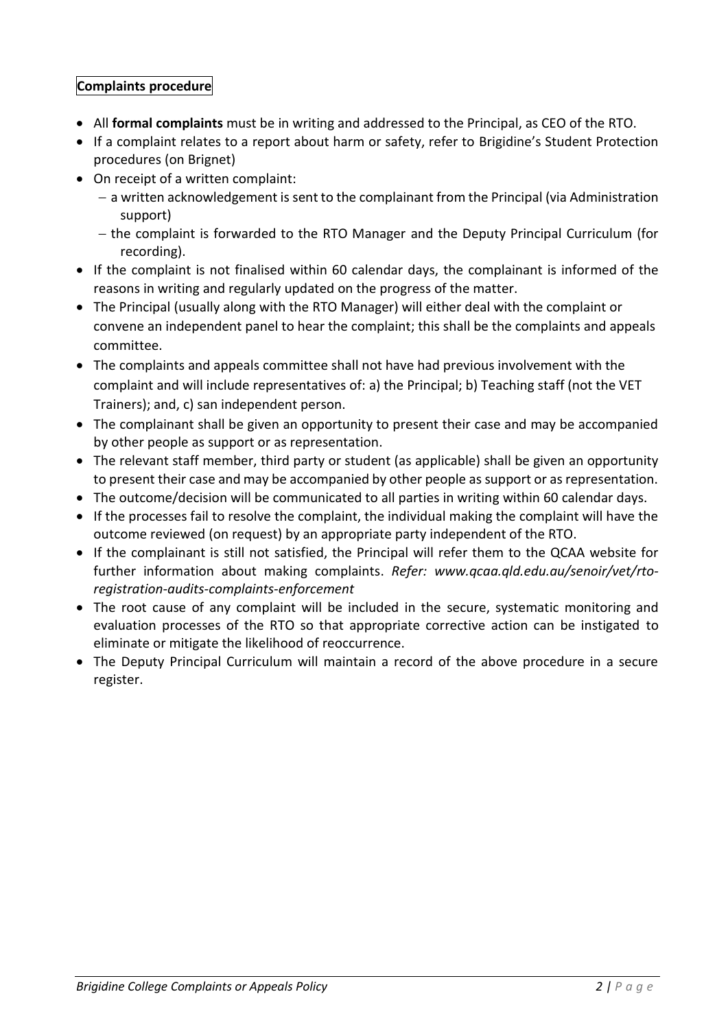**Complaints procedure**

- All **formal complaints** must be in writing and addressed to the Principal, as CEO of the RTO.
- If a complaint relates to a report about harm or safety, refer to Brigidine's Student Protection procedures (on Brignet)
- On receipt of a written complaint:
  - a written acknowledgement is sent to the complainant from the Principal (via Administration support)
  - the complaint is forwarded to the RTO Manager and the Deputy Principal Curriculum (for recording).
- If the complaint is not finalised within 60 calendar days, the complainant is informed of the reasons in writing and regularly updated on the progress of the matter.
- The Principal (usually along with the RTO Manager) will either deal with the complaint or convene an independent panel to hear the complaint; this shall be the complaints and appeals committee.
- The complaints and appeals committee shall not have had previous involvement with the complaint and will include representatives of: a) the Principal; b) Teaching staff (not the VET Trainers); and, c) san independent person.
- The complainant shall be given an opportunity to present their case and may be accompanied by other people as support or as representation.
- The relevant staff member, third party or student (as applicable) shall be given an opportunity to present their case and may be accompanied by other people as support or as representation.
- The outcome/decision will be communicated to all parties in writing within 60 calendar days.
- If the processes fail to resolve the complaint, the individual making the complaint will have the outcome reviewed (on request) by an appropriate party independent of the RTO.
- If the complainant is still not satisfied, the Principal will refer them to the QCAA website for further information about making complaints. *Refer: www.qcaa.qld.edu.au/senoir/vet/rto-registration-audits-complaints-enforcement*
- The root cause of any complaint will be included in the secure, systematic monitoring and evaluation processes of the RTO so that appropriate corrective action can be instigated to eliminate or mitigate the likelihood of reoccurrence.
- The Deputy Principal Curriculum will maintain a record of the above procedure in a secure register.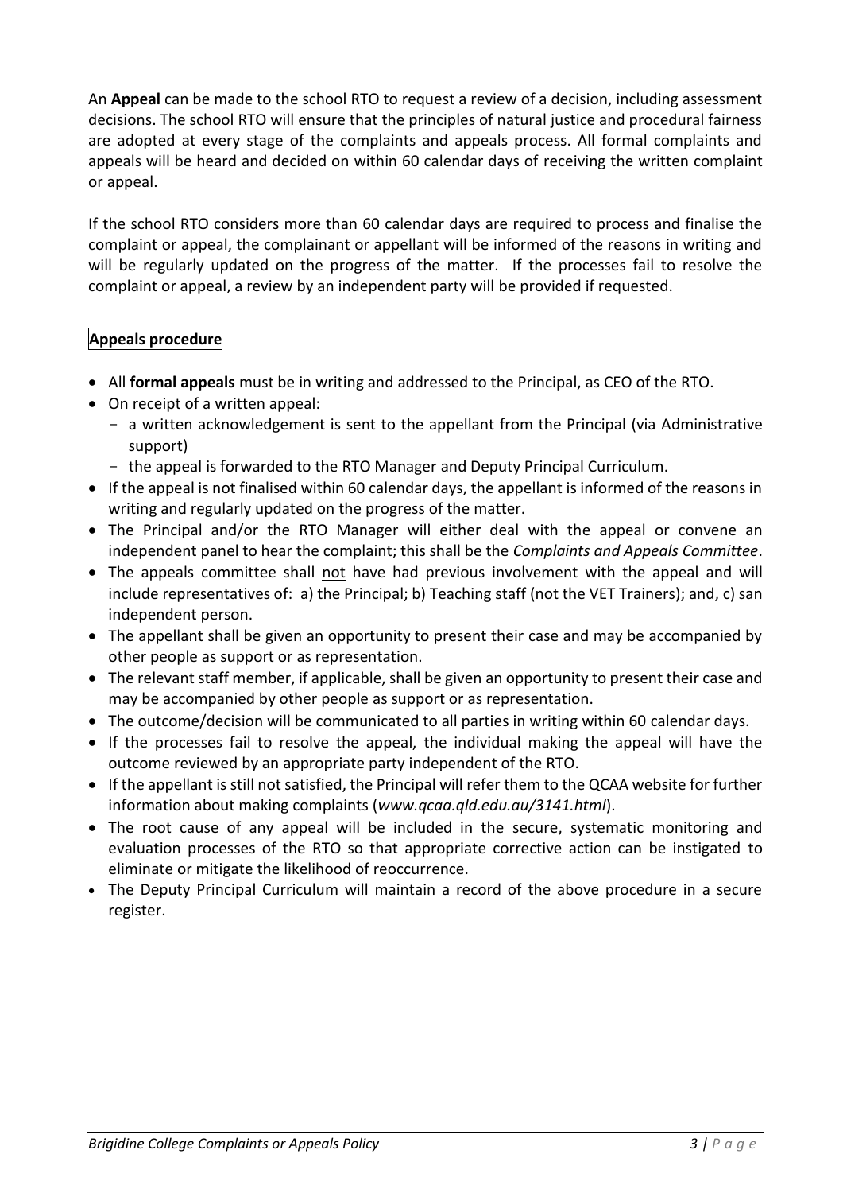An **Appeal** can be made to the school RTO to request a review of a decision, including assessment decisions. The school RTO will ensure that the principles of natural justice and procedural fairness are adopted at every stage of the complaints and appeals process. All formal complaints and appeals will be heard and decided on within 60 calendar days of receiving the written complaint or appeal.

If the school RTO considers more than 60 calendar days are required to process and finalise the complaint or appeal, the complainant or appellant will be informed of the reasons in writing and will be regularly updated on the progress of the matter. If the processes fail to resolve the complaint or appeal, a review by an independent party will be provided if requested.

**Appeals procedure**

- All **formal appeals** must be in writing and addressed to the Principal, as CEO of the RTO.
- On receipt of a written appeal:
  - a written acknowledgement is sent to the appellant from the Principal (via Administrative support)
  - the appeal is forwarded to the RTO Manager and Deputy Principal Curriculum.
- If the appeal is not finalised within 60 calendar days, the appellant is informed of the reasons in writing and regularly updated on the progress of the matter.
- The Principal and/or the RTO Manager will either deal with the appeal or convene an independent panel to hear the complaint; this shall be the *Complaints and Appeals Committee*.
- The appeals committee shall not have had previous involvement with the appeal and will include representatives of: a) the Principal; b) Teaching staff (not the VET Trainers); and, c) san independent person.
- The appellant shall be given an opportunity to present their case and may be accompanied by other people as support or as representation.
- The relevant staff member, if applicable, shall be given an opportunity to present their case and may be accompanied by other people as support or as representation.
- The outcome/decision will be communicated to all parties in writing within 60 calendar days.
- If the processes fail to resolve the appeal, the individual making the appeal will have the outcome reviewed by an appropriate party independent of the RTO.
- If the appellant is still not satisfied, the Principal will refer them to the QCAA website for further information about making complaints (*www.qcaa.qld.edu.au/3141.html*).
- The root cause of any appeal will be included in the secure, systematic monitoring and evaluation processes of the RTO so that appropriate corrective action can be instigated to eliminate or mitigate the likelihood of reoccurrence.
- The Deputy Principal Curriculum will maintain a record of the above procedure in a secure register.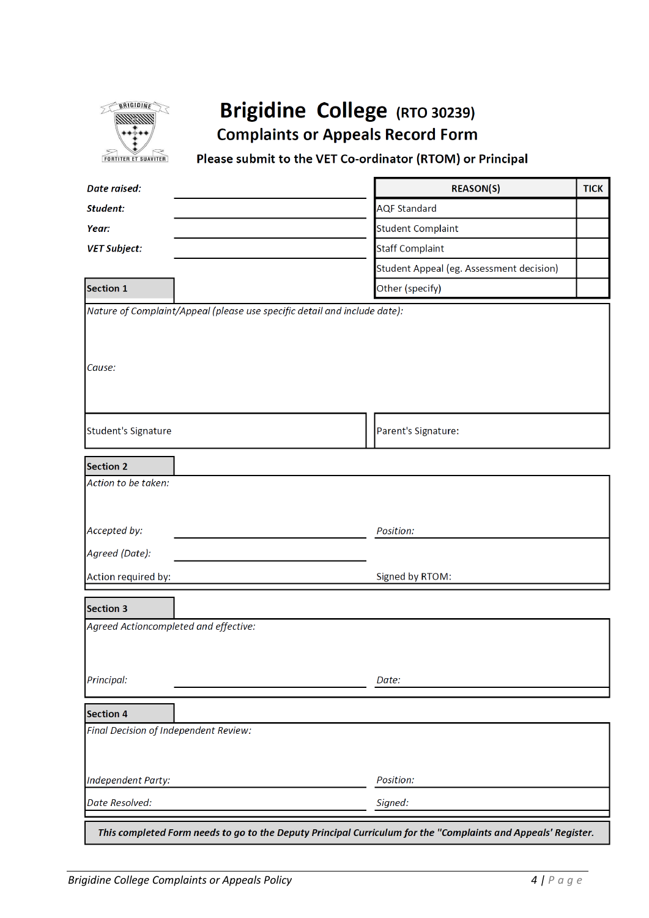# Brigidine College (RTO 30239)

## Complaints or Appeals Record Form

**Please submit to the VET Co-ordinator (RTOM) or Principal**

***Date raised:*** \_\_\_\_\_\_\_\_\_\_\_\_\_\_\_\_\_\_\_\_\_\_\_\_

***Student:*** \_\_\_\_\_\_\_\_\_\_\_\_\_\_\_\_\_\_\_\_\_\_\_\_

***Year:*** \_\_\_\_\_\_\_\_\_\_\_\_\_\_\_\_\_\_\_\_\_\_\_\_

***VET Subject:*** \_\_\_\_\_\_\_\_\_\_\_\_\_\_\_\_\_\_\_\_\_\_\_\_

| REASON(S) | TICK |
|---|---|
| AQF Standard | |
| Student Complaint | |
| Staff Complaint | |
| Student Appeal (eg. Assessment decision) | |
| Other (specify) | |

**Section 1**

*Nature of Complaint/Appeal (please use specific detail and include date):*

*Cause:*

Student's Signature

Parent's Signature:

**Section 2**

*Action to be taken:*

*Accepted by:* \_\_\_\_\_\_\_\_\_\_\_\_\_\_\_\_\_\_\_\_\_\_\_\_ *Position:* \_\_\_\_\_\_\_\_\_\_\_\_\_\_\_\_\_\_\_\_\_\_\_\_

*Agreed (Date):* \_\_\_\_\_\_\_\_\_\_\_\_\_\_\_\_\_\_\_\_\_\_\_\_

Action required by: Signed by RTOM:

**Section 3**

*Agreed Actioncompleted and effective:*

*Principal:* \_\_\_\_\_\_\_\_\_\_\_\_\_\_\_\_\_\_\_\_\_\_\_\_ *Date:* \_\_\_\_\_\_\_\_\_\_\_\_\_\_\_\_\_\_\_\_\_\_\_\_

**Section 4**

*Final Decision of Independent Review:*

*Independent Party:* \_\_\_\_\_\_\_\_\_\_\_\_\_\_\_\_\_\_\_\_\_\_\_\_ *Position:* \_\_\_\_\_\_\_\_\_\_\_\_\_\_\_\_\_\_\_\_\_\_\_\_

*Date Resolved:* \_\_\_\_\_\_\_\_\_\_\_\_\_\_\_\_\_\_\_\_\_\_\_\_ *Signed:* \_\_\_\_\_\_\_\_\_\_\_\_\_\_\_\_\_\_\_\_\_\_\_\_

***This completed Form needs to go to the Deputy Principal Curriculum for the "Complaints and Appeals' Register.***